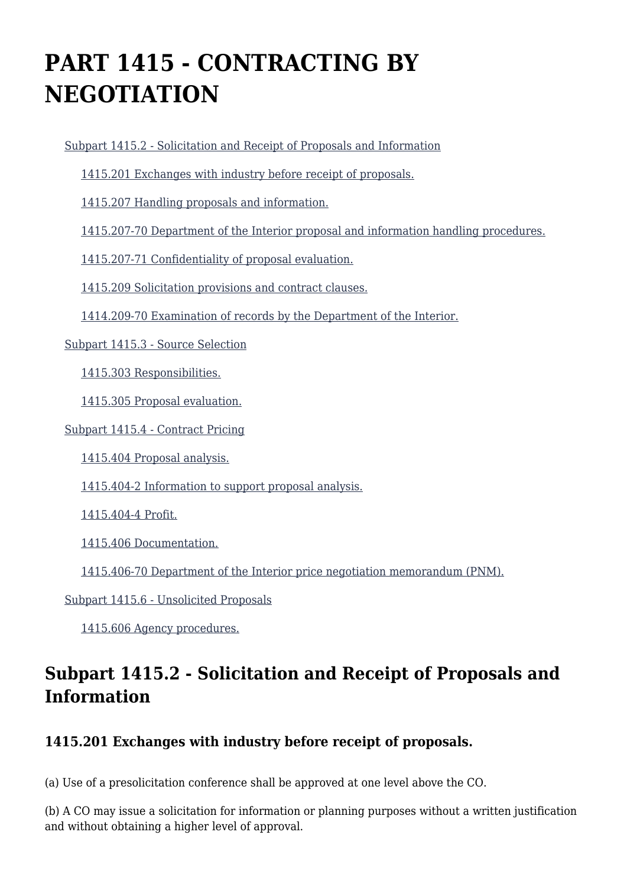# PART 1415 - CONTRACTING BY NEGOTIATION

- Subpart 1415.2 - Solicitation and Receipt of Proposals and Information
  - 1415.201 Exchanges with industry before receipt of proposals.
  - 1415.207 Handling proposals and information.
  - 1415.207-70 Department of the Interior proposal and information handling procedures.
  - 1415.207-71 Confidentiality of proposal evaluation.
  - 1415.209 Solicitation provisions and contract clauses.
  - 1414.209-70 Examination of records by the Department of the Interior.
- Subpart 1415.3 - Source Selection
  - 1415.303 Responsibilities.
  - 1415.305 Proposal evaluation.
- Subpart 1415.4 - Contract Pricing
  - 1415.404 Proposal analysis.
  - 1415.404-2 Information to support proposal analysis.
  - 1415.404-4 Profit.
  - 1415.406 Documentation.
  - 1415.406-70 Department of the Interior price negotiation memorandum (PNM).
- Subpart 1415.6 - Unsolicited Proposals
  - 1415.606 Agency procedures.

## Subpart 1415.2 - Solicitation and Receipt of Proposals and Information

### 1415.201 Exchanges with industry before receipt of proposals.

(a) Use of a presolicitation conference shall be approved at one level above the CO.

(b) A CO may issue a solicitation for information or planning purposes without a written justification and without obtaining a higher level of approval.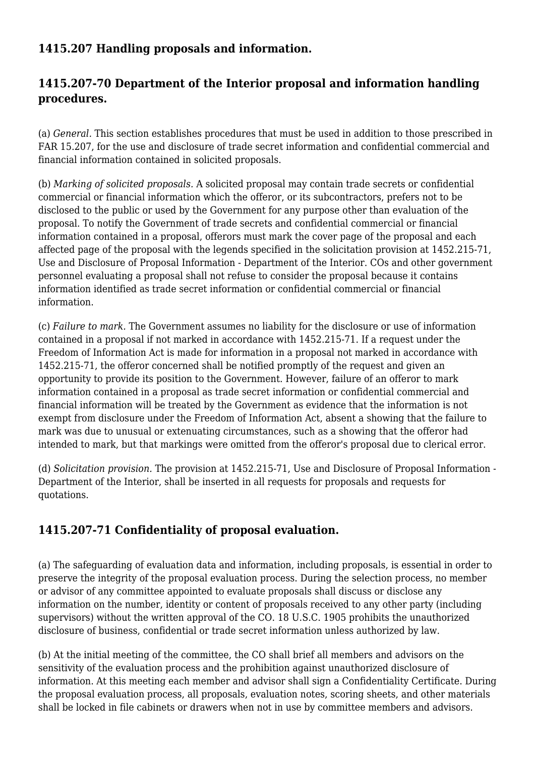## 1415.207 Handling proposals and information.

## 1415.207-70 Department of the Interior proposal and information handling procedures.

(a) *General.* This section establishes procedures that must be used in addition to those prescribed in FAR 15.207, for the use and disclosure of trade secret information and confidential commercial and financial information contained in solicited proposals.

(b) *Marking of solicited proposals.* A solicited proposal may contain trade secrets or confidential commercial or financial information which the offeror, or its subcontractors, prefers not to be disclosed to the public or used by the Government for any purpose other than evaluation of the proposal. To notify the Government of trade secrets and confidential commercial or financial information contained in a proposal, offerors must mark the cover page of the proposal and each affected page of the proposal with the legends specified in the solicitation provision at 1452.215-71, Use and Disclosure of Proposal Information - Department of the Interior. COs and other government personnel evaluating a proposal shall not refuse to consider the proposal because it contains information identified as trade secret information or confidential commercial or financial information.

(c) *Failure to mark.* The Government assumes no liability for the disclosure or use of information contained in a proposal if not marked in accordance with 1452.215-71. If a request under the Freedom of Information Act is made for information in a proposal not marked in accordance with 1452.215-71, the offeror concerned shall be notified promptly of the request and given an opportunity to provide its position to the Government. However, failure of an offeror to mark information contained in a proposal as trade secret information or confidential commercial and financial information will be treated by the Government as evidence that the information is not exempt from disclosure under the Freedom of Information Act, absent a showing that the failure to mark was due to unusual or extenuating circumstances, such as a showing that the offeror had intended to mark, but that markings were omitted from the offeror's proposal due to clerical error.

(d) *Solicitation provision.* The provision at 1452.215-71, Use and Disclosure of Proposal Information - Department of the Interior, shall be inserted in all requests for proposals and requests for quotations.

## 1415.207-71 Confidentiality of proposal evaluation.

(a) The safeguarding of evaluation data and information, including proposals, is essential in order to preserve the integrity of the proposal evaluation process. During the selection process, no member or advisor of any committee appointed to evaluate proposals shall discuss or disclose any information on the number, identity or content of proposals received to any other party (including supervisors) without the written approval of the CO. 18 U.S.C. 1905 prohibits the unauthorized disclosure of business, confidential or trade secret information unless authorized by law.

(b) At the initial meeting of the committee, the CO shall brief all members and advisors on the sensitivity of the evaluation process and the prohibition against unauthorized disclosure of information. At this meeting each member and advisor shall sign a Confidentiality Certificate. During the proposal evaluation process, all proposals, evaluation notes, scoring sheets, and other materials shall be locked in file cabinets or drawers when not in use by committee members and advisors.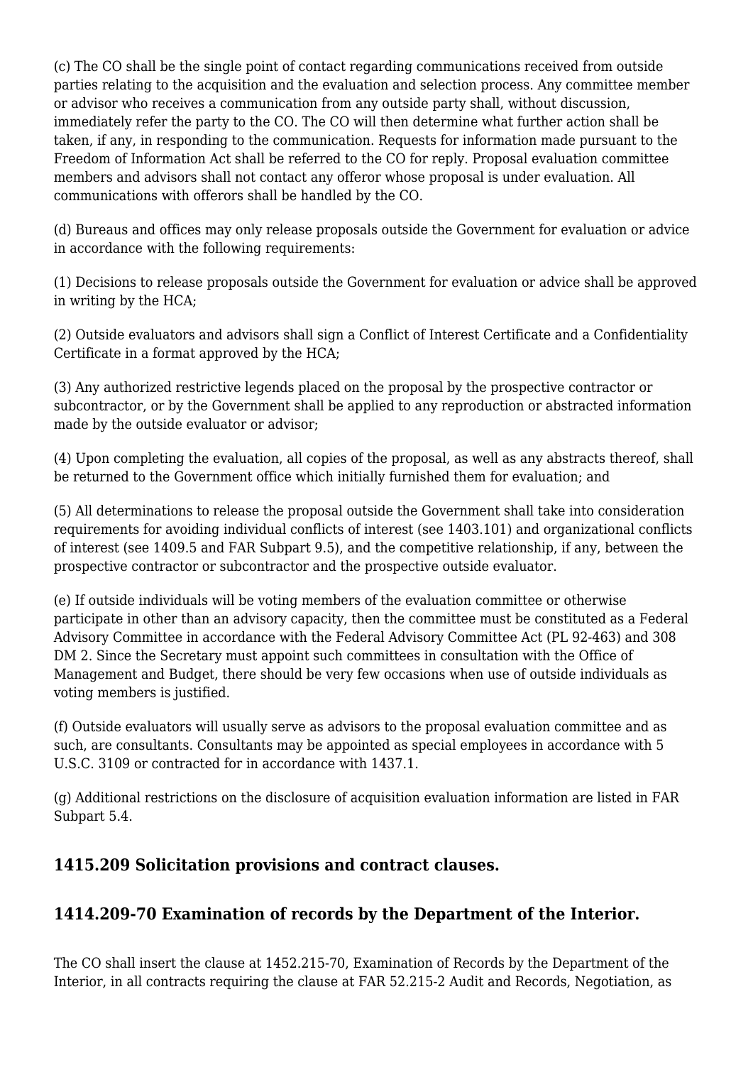(c) The CO shall be the single point of contact regarding communications received from outside parties relating to the acquisition and the evaluation and selection process. Any committee member or advisor who receives a communication from any outside party shall, without discussion, immediately refer the party to the CO. The CO will then determine what further action shall be taken, if any, in responding to the communication. Requests for information made pursuant to the Freedom of Information Act shall be referred to the CO for reply. Proposal evaluation committee members and advisors shall not contact any offeror whose proposal is under evaluation. All communications with offerors shall be handled by the CO.

(d) Bureaus and offices may only release proposals outside the Government for evaluation or advice in accordance with the following requirements:

(1) Decisions to release proposals outside the Government for evaluation or advice shall be approved in writing by the HCA;

(2) Outside evaluators and advisors shall sign a Conflict of Interest Certificate and a Confidentiality Certificate in a format approved by the HCA;

(3) Any authorized restrictive legends placed on the proposal by the prospective contractor or subcontractor, or by the Government shall be applied to any reproduction or abstracted information made by the outside evaluator or advisor;

(4) Upon completing the evaluation, all copies of the proposal, as well as any abstracts thereof, shall be returned to the Government office which initially furnished them for evaluation; and

(5) All determinations to release the proposal outside the Government shall take into consideration requirements for avoiding individual conflicts of interest (see 1403.101) and organizational conflicts of interest (see 1409.5 and FAR Subpart 9.5), and the competitive relationship, if any, between the prospective contractor or subcontractor and the prospective outside evaluator.

(e) If outside individuals will be voting members of the evaluation committee or otherwise participate in other than an advisory capacity, then the committee must be constituted as a Federal Advisory Committee in accordance with the Federal Advisory Committee Act (PL 92-463) and 308 DM 2. Since the Secretary must appoint such committees in consultation with the Office of Management and Budget, there should be very few occasions when use of outside individuals as voting members is justified.

(f) Outside evaluators will usually serve as advisors to the proposal evaluation committee and as such, are consultants. Consultants may be appointed as special employees in accordance with 5 U.S.C. 3109 or contracted for in accordance with 1437.1.

(g) Additional restrictions on the disclosure of acquisition evaluation information are listed in FAR Subpart 5.4.

## 1415.209 Solicitation provisions and contract clauses.

## 1414.209-70 Examination of records by the Department of the Interior.

The CO shall insert the clause at 1452.215-70, Examination of Records by the Department of the Interior, in all contracts requiring the clause at FAR 52.215-2 Audit and Records, Negotiation, as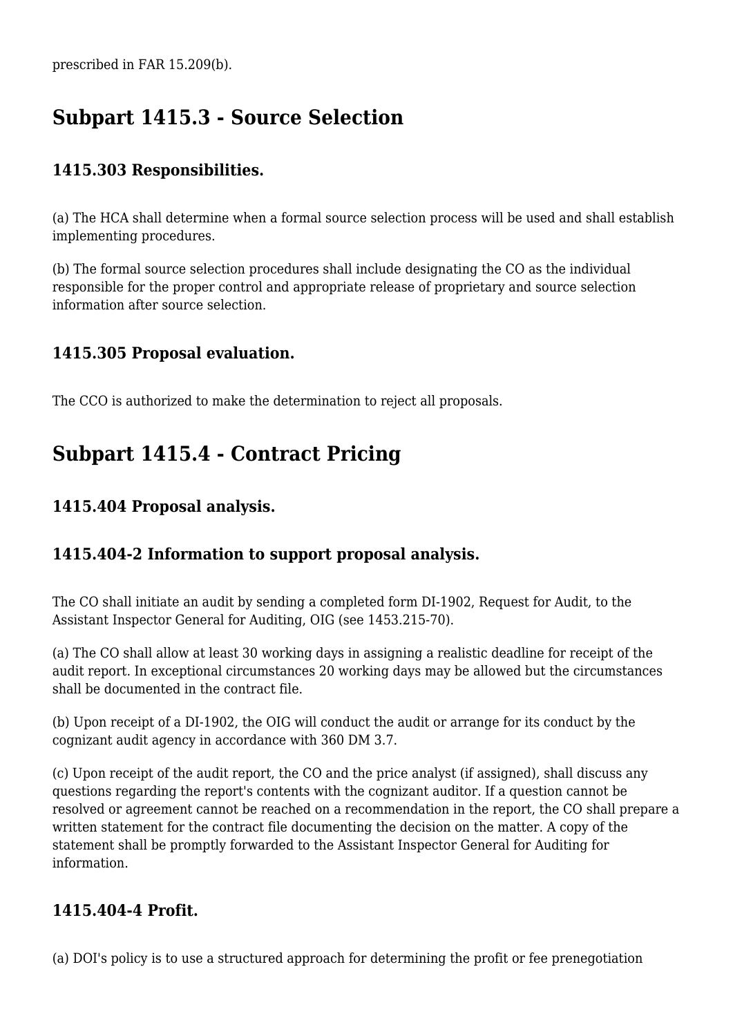prescribed in FAR 15.209(b).

## Subpart 1415.3 - Source Selection

### 1415.303 Responsibilities.

(a) The HCA shall determine when a formal source selection process will be used and shall establish implementing procedures.

(b) The formal source selection procedures shall include designating the CO as the individual responsible for the proper control and appropriate release of proprietary and source selection information after source selection.

### 1415.305 Proposal evaluation.

The CCO is authorized to make the determination to reject all proposals.

## Subpart 1415.4 - Contract Pricing

### 1415.404 Proposal analysis.

### 1415.404-2 Information to support proposal analysis.

The CO shall initiate an audit by sending a completed form DI-1902, Request for Audit, to the Assistant Inspector General for Auditing, OIG (see 1453.215-70).

(a) The CO shall allow at least 30 working days in assigning a realistic deadline for receipt of the audit report. In exceptional circumstances 20 working days may be allowed but the circumstances shall be documented in the contract file.

(b) Upon receipt of a DI-1902, the OIG will conduct the audit or arrange for its conduct by the cognizant audit agency in accordance with 360 DM 3.7.

(c) Upon receipt of the audit report, the CO and the price analyst (if assigned), shall discuss any questions regarding the report's contents with the cognizant auditor. If a question cannot be resolved or agreement cannot be reached on a recommendation in the report, the CO shall prepare a written statement for the contract file documenting the decision on the matter. A copy of the statement shall be promptly forwarded to the Assistant Inspector General for Auditing for information.

### 1415.404-4 Profit.

(a) DOI's policy is to use a structured approach for determining the profit or fee prenegotiation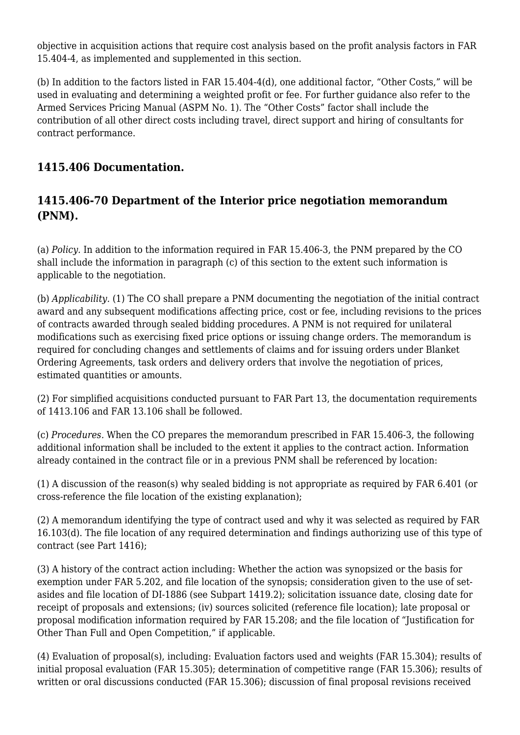objective in acquisition actions that require cost analysis based on the profit analysis factors in FAR 15.404-4, as implemented and supplemented in this section.

(b) In addition to the factors listed in FAR 15.404-4(d), one additional factor, "Other Costs," will be used in evaluating and determining a weighted profit or fee. For further guidance also refer to the Armed Services Pricing Manual (ASPM No. 1). The "Other Costs" factor shall include the contribution of all other direct costs including travel, direct support and hiring of consultants for contract performance.

### 1415.406 Documentation.

### 1415.406-70 Department of the Interior price negotiation memorandum (PNM).

(a) *Policy.* In addition to the information required in FAR 15.406-3, the PNM prepared by the CO shall include the information in paragraph (c) of this section to the extent such information is applicable to the negotiation.

(b) *Applicability.* (1) The CO shall prepare a PNM documenting the negotiation of the initial contract award and any subsequent modifications affecting price, cost or fee, including revisions to the prices of contracts awarded through sealed bidding procedures. A PNM is not required for unilateral modifications such as exercising fixed price options or issuing change orders. The memorandum is required for concluding changes and settlements of claims and for issuing orders under Blanket Ordering Agreements, task orders and delivery orders that involve the negotiation of prices, estimated quantities or amounts.

(2) For simplified acquisitions conducted pursuant to FAR Part 13, the documentation requirements of 1413.106 and FAR 13.106 shall be followed.

(c) *Procedures.* When the CO prepares the memorandum prescribed in FAR 15.406-3, the following additional information shall be included to the extent it applies to the contract action. Information already contained in the contract file or in a previous PNM shall be referenced by location:

(1) A discussion of the reason(s) why sealed bidding is not appropriate as required by FAR 6.401 (or cross-reference the file location of the existing explanation);

(2) A memorandum identifying the type of contract used and why it was selected as required by FAR 16.103(d). The file location of any required determination and findings authorizing use of this type of contract (see Part 1416);

(3) A history of the contract action including: Whether the action was synopsized or the basis for exemption under FAR 5.202, and file location of the synopsis; consideration given to the use of set-asides and file location of DI-1886 (see Subpart 1419.2); solicitation issuance date, closing date for receipt of proposals and extensions; (iv) sources solicited (reference file location); late proposal or proposal modification information required by FAR 15.208; and the file location of "Justification for Other Than Full and Open Competition," if applicable.

(4) Evaluation of proposal(s), including: Evaluation factors used and weights (FAR 15.304); results of initial proposal evaluation (FAR 15.305); determination of competitive range (FAR 15.306); results of written or oral discussions conducted (FAR 15.306); discussion of final proposal revisions received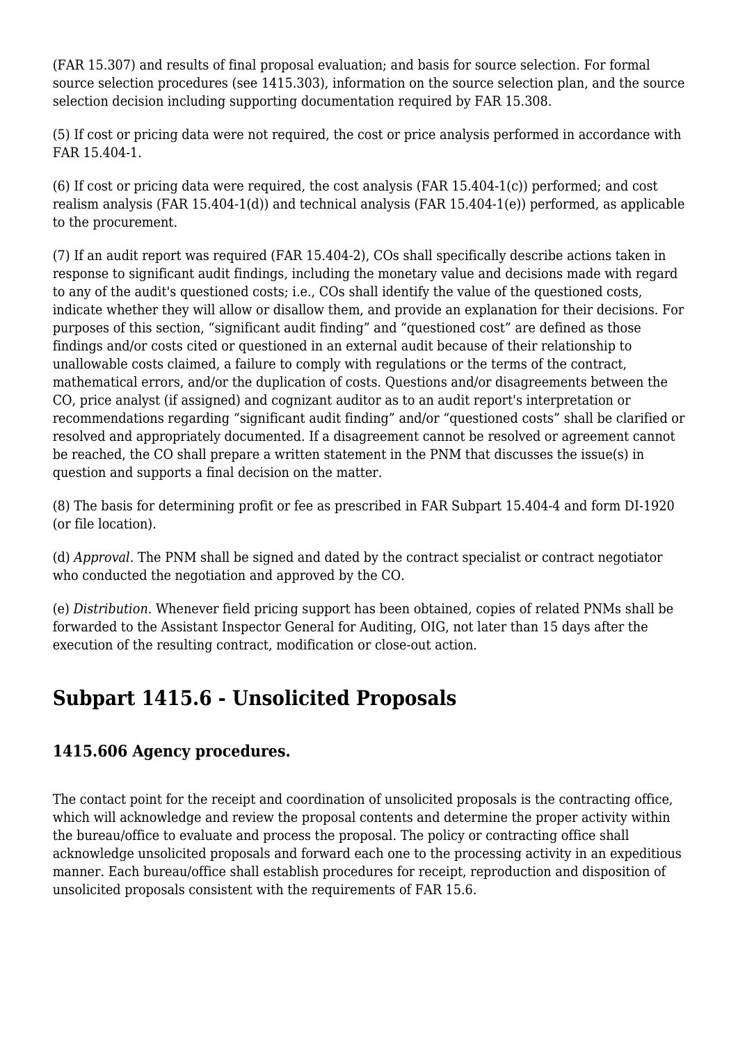(FAR 15.307) and results of final proposal evaluation; and basis for source selection. For formal source selection procedures (see 1415.303), information on the source selection plan, and the source selection decision including supporting documentation required by FAR 15.308.

(5) If cost or pricing data were not required, the cost or price analysis performed in accordance with FAR 15.404-1.

(6) If cost or pricing data were required, the cost analysis (FAR 15.404-1(c)) performed; and cost realism analysis (FAR 15.404-1(d)) and technical analysis (FAR 15.404-1(e)) performed, as applicable to the procurement.

(7) If an audit report was required (FAR 15.404-2), COs shall specifically describe actions taken in response to significant audit findings, including the monetary value and decisions made with regard to any of the audit's questioned costs; i.e., COs shall identify the value of the questioned costs, indicate whether they will allow or disallow them, and provide an explanation for their decisions. For purposes of this section, "significant audit finding" and "questioned cost" are defined as those findings and/or costs cited or questioned in an external audit because of their relationship to unallowable costs claimed, a failure to comply with regulations or the terms of the contract, mathematical errors, and/or the duplication of costs. Questions and/or disagreements between the CO, price analyst (if assigned) and cognizant auditor as to an audit report's interpretation or recommendations regarding "significant audit finding" and/or "questioned costs" shall be clarified or resolved and appropriately documented. If a disagreement cannot be resolved or agreement cannot be reached, the CO shall prepare a written statement in the PNM that discusses the issue(s) in question and supports a final decision on the matter.

(8) The basis for determining profit or fee as prescribed in FAR Subpart 15.404-4 and form DI-1920 (or file location).

(d) *Approval.* The PNM shall be signed and dated by the contract specialist or contract negotiator who conducted the negotiation and approved by the CO.

(e) *Distribution.* Whenever field pricing support has been obtained, copies of related PNMs shall be forwarded to the Assistant Inspector General for Auditing, OIG, not later than 15 days after the execution of the resulting contract, modification or close-out action.

## Subpart 1415.6 - Unsolicited Proposals

### 1415.606 Agency procedures.

The contact point for the receipt and coordination of unsolicited proposals is the contracting office, which will acknowledge and review the proposal contents and determine the proper activity within the bureau/office to evaluate and process the proposal. The policy or contracting office shall acknowledge unsolicited proposals and forward each one to the processing activity in an expeditious manner. Each bureau/office shall establish procedures for receipt, reproduction and disposition of unsolicited proposals consistent with the requirements of FAR 15.6.